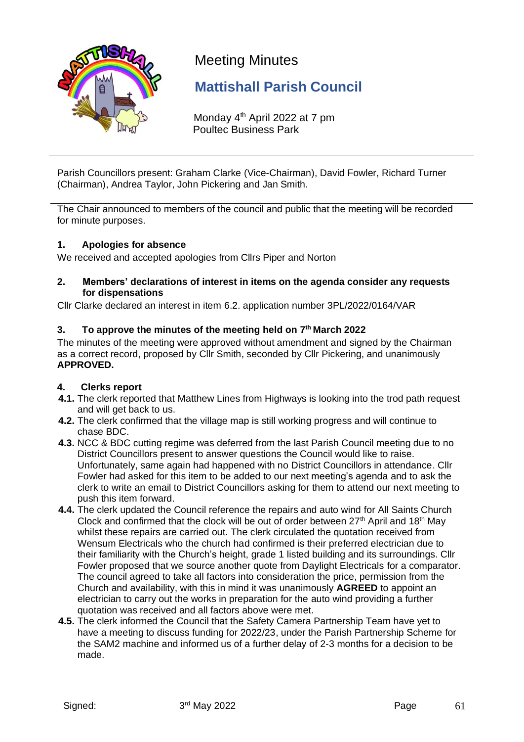# Meeting Minutes

## Mattishall Parish Council

Monday 4th April 2022 at 7 pm
Poultec Business Park

---

Parish Councillors present: Graham Clarke (Vice-Chairman), David Fowler, Richard Turner (Chairman), Andrea Taylor, John Pickering and Jan Smith.

---

The Chair announced to members of the council and public that the meeting will be recorded for minute purposes.

### 1. Apologies for absence

We received and accepted apologies from Cllrs Piper and Norton

### 2. Members' declarations of interest in items on the agenda consider any requests for dispensations

Cllr Clarke declared an interest in item 6.2. application number 3PL/2022/0164/VAR

### 3. To approve the minutes of the meeting held on 7th March 2022

The minutes of the meeting were approved without amendment and signed by the Chairman as a correct record, proposed by Cllr Smith, seconded by Cllr Pickering, and unanimously **APPROVED.**

### 4. Clerks report

**4.1.** The clerk reported that Matthew Lines from Highways is looking into the trod path request and will get back to us.

**4.2.** The clerk confirmed that the village map is still working progress and will continue to chase BDC.

**4.3.** NCC & BDC cutting regime was deferred from the last Parish Council meeting due to no District Councillors present to answer questions the Council would like to raise. Unfortunately, same again had happened with no District Councillors in attendance. Cllr Fowler had asked for this item to be added to our next meeting's agenda and to ask the clerk to write an email to District Councillors asking for them to attend our next meeting to push this item forward.

**4.4.** The clerk updated the Council reference the repairs and auto wind for All Saints Church Clock and confirmed that the clock will be out of order between 27th April and 18th May whilst these repairs are carried out. The clerk circulated the quotation received from Wensum Electricals who the church had confirmed is their preferred electrician due to their familiarity with the Church's height, grade 1 listed building and its surroundings. Cllr Fowler proposed that we source another quote from Daylight Electricals for a comparator. The council agreed to take all factors into consideration the price, permission from the Church and availability, with this in mind it was unanimously **AGREED** to appoint an electrician to carry out the works in preparation for the auto wind providing a further quotation was received and all factors above were met.

**4.5.** The clerk informed the Council that the Safety Camera Partnership Team have yet to have a meeting to discuss funding for 2022/23, under the Parish Partnership Scheme for the SAM2 machine and informed us of a further delay of 2-3 months for a decision to be made.

Signed: 3rd May 2022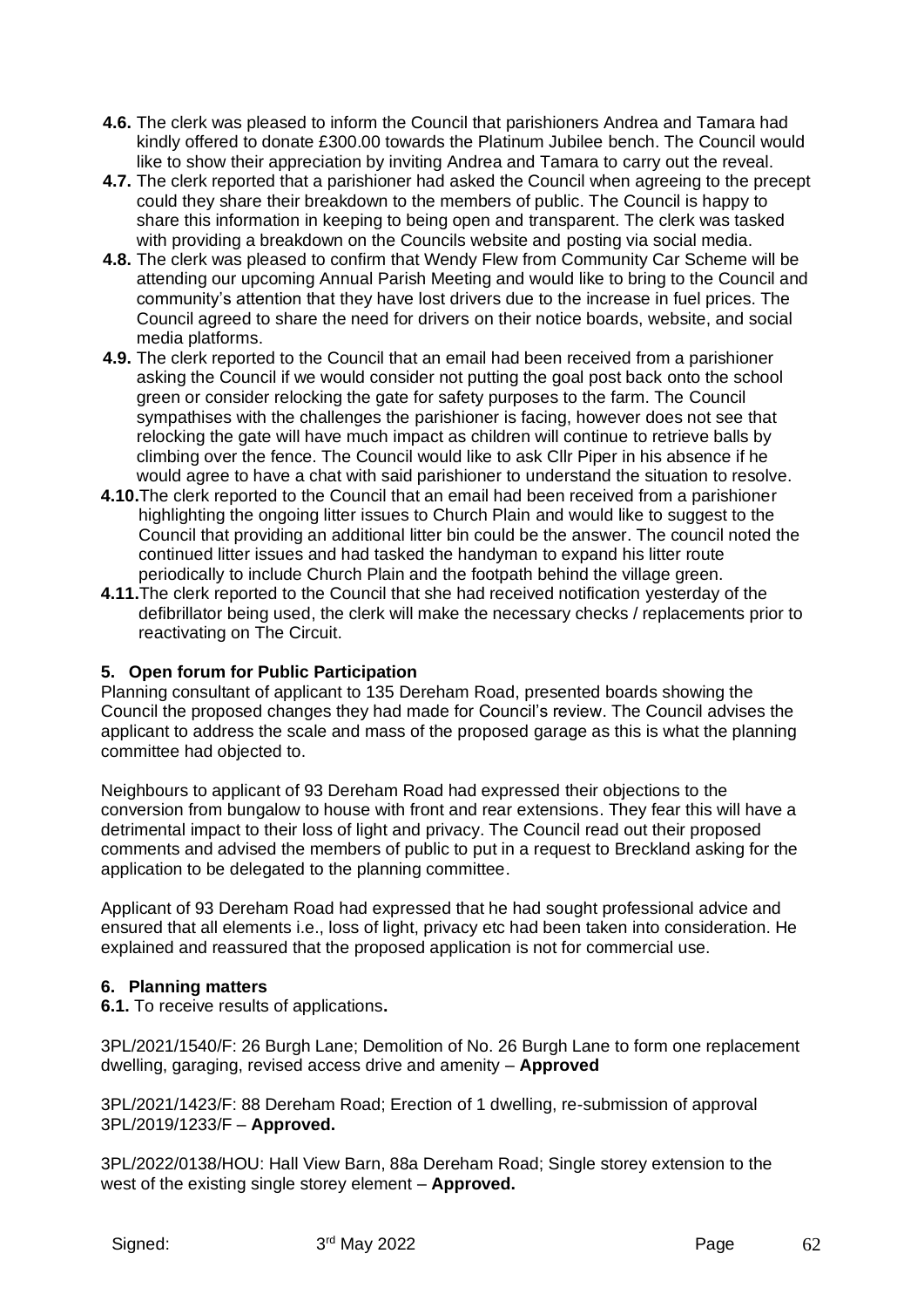**4.6.** The clerk was pleased to inform the Council that parishioners Andrea and Tamara had kindly offered to donate £300.00 towards the Platinum Jubilee bench. The Council would like to show their appreciation by inviting Andrea and Tamara to carry out the reveal.

**4.7.** The clerk reported that a parishioner had asked the Council when agreeing to the precept could they share their breakdown to the members of public. The Council is happy to share this information in keeping to being open and transparent. The clerk was tasked with providing a breakdown on the Councils website and posting via social media.

**4.8.** The clerk was pleased to confirm that Wendy Flew from Community Car Scheme will be attending our upcoming Annual Parish Meeting and would like to bring to the Council and community's attention that they have lost drivers due to the increase in fuel prices. The Council agreed to share the need for drivers on their notice boards, website, and social media platforms.

**4.9.** The clerk reported to the Council that an email had been received from a parishioner asking the Council if we would consider not putting the goal post back onto the school green or consider relocking the gate for safety purposes to the farm. The Council sympathises with the challenges the parishioner is facing, however does not see that relocking the gate will have much impact as children will continue to retrieve balls by climbing over the fence. The Council would like to ask Cllr Piper in his absence if he would agree to have a chat with said parishioner to understand the situation to resolve.

**4.10.** The clerk reported to the Council that an email had been received from a parishioner highlighting the ongoing litter issues to Church Plain and would like to suggest to the Council that providing an additional litter bin could be the answer. The council noted the continued litter issues and had tasked the handyman to expand his litter route periodically to include Church Plain and the footpath behind the village green.

**4.11.** The clerk reported to the Council that she had received notification yesterday of the defibrillator being used, the clerk will make the necessary checks / replacements prior to reactivating on The Circuit.

## 5. Open forum for Public Participation

Planning consultant of applicant to 135 Dereham Road, presented boards showing the Council the proposed changes they had made for Council's review. The Council advises the applicant to address the scale and mass of the proposed garage as this is what the planning committee had objected to.

Neighbours to applicant of 93 Dereham Road had expressed their objections to the conversion from bungalow to house with front and rear extensions. They fear this will have a detrimental impact to their loss of light and privacy. The Council read out their proposed comments and advised the members of public to put in a request to Breckland asking for the application to be delegated to the planning committee.

Applicant of 93 Dereham Road had expressed that he had sought professional advice and ensured that all elements i.e., loss of light, privacy etc had been taken into consideration. He explained and reassured that the proposed application is not for commercial use.

## 6. Planning matters

**6.1.** To receive results of applications**.**

3PL/2021/1540/F: 26 Burgh Lane; Demolition of No. 26 Burgh Lane to form one replacement dwelling, garaging, revised access drive and amenity – **Approved**

3PL/2021/1423/F: 88 Dereham Road; Erection of 1 dwelling, re-submission of approval 3PL/2019/1233/F – **Approved.**

3PL/2022/0138/HOU: Hall View Barn, 88a Dereham Road; Single storey extension to the west of the existing single storey element – **Approved.**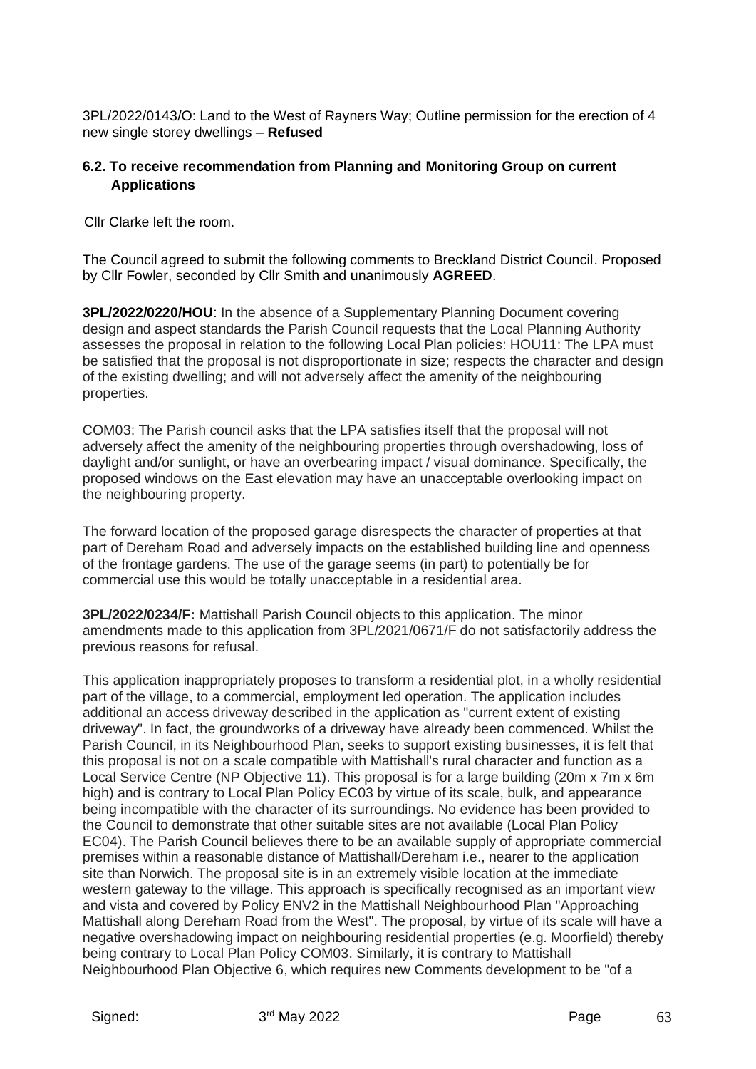3PL/2022/0143/O: Land to the West of Rayners Way; Outline permission for the erection of 4 new single storey dwellings – **Refused**

### 6.2. To receive recommendation from Planning and Monitoring Group on current Applications

Cllr Clarke left the room.

The Council agreed to submit the following comments to Breckland District Council. Proposed by Cllr Fowler, seconded by Cllr Smith and unanimously **AGREED**.

**3PL/2022/0220/HOU**: In the absence of a Supplementary Planning Document covering design and aspect standards the Parish Council requests that the Local Planning Authority assesses the proposal in relation to the following Local Plan policies: HOU11: The LPA must be satisfied that the proposal is not disproportionate in size; respects the character and design of the existing dwelling; and will not adversely affect the amenity of the neighbouring properties.

COM03: The Parish council asks that the LPA satisfies itself that the proposal will not adversely affect the amenity of the neighbouring properties through overshadowing, loss of daylight and/or sunlight, or have an overbearing impact / visual dominance. Specifically, the proposed windows on the East elevation may have an unacceptable overlooking impact on the neighbouring property.

The forward location of the proposed garage disrespects the character of properties at that part of Dereham Road and adversely impacts on the established building line and openness of the frontage gardens. The use of the garage seems (in part) to potentially be for commercial use this would be totally unacceptable in a residential area.

**3PL/2022/0234/F:** Mattishall Parish Council objects to this application. The minor amendments made to this application from 3PL/2021/0671/F do not satisfactorily address the previous reasons for refusal.

This application inappropriately proposes to transform a residential plot, in a wholly residential part of the village, to a commercial, employment led operation. The application includes additional an access driveway described in the application as "current extent of existing driveway". In fact, the groundworks of a driveway have already been commenced. Whilst the Parish Council, in its Neighbourhood Plan, seeks to support existing businesses, it is felt that this proposal is not on a scale compatible with Mattishall's rural character and function as a Local Service Centre (NP Objective 11). This proposal is for a large building (20m x 7m x 6m high) and is contrary to Local Plan Policy EC03 by virtue of its scale, bulk, and appearance being incompatible with the character of its surroundings. No evidence has been provided to the Council to demonstrate that other suitable sites are not available (Local Plan Policy EC04). The Parish Council believes there to be an available supply of appropriate commercial premises within a reasonable distance of Mattishall/Dereham i.e., nearer to the application site than Norwich. The proposal site is in an extremely visible location at the immediate western gateway to the village. This approach is specifically recognised as an important view and vista and covered by Policy ENV2 in the Mattishall Neighbourhood Plan "Approaching Mattishall along Dereham Road from the West". The proposal, by virtue of its scale will have a negative overshadowing impact on neighbouring residential properties (e.g. Moorfield) thereby being contrary to Local Plan Policy COM03. Similarly, it is contrary to Mattishall Neighbourhood Plan Objective 6, which requires new Comments development to be "of a

Signed: 3rd May 2022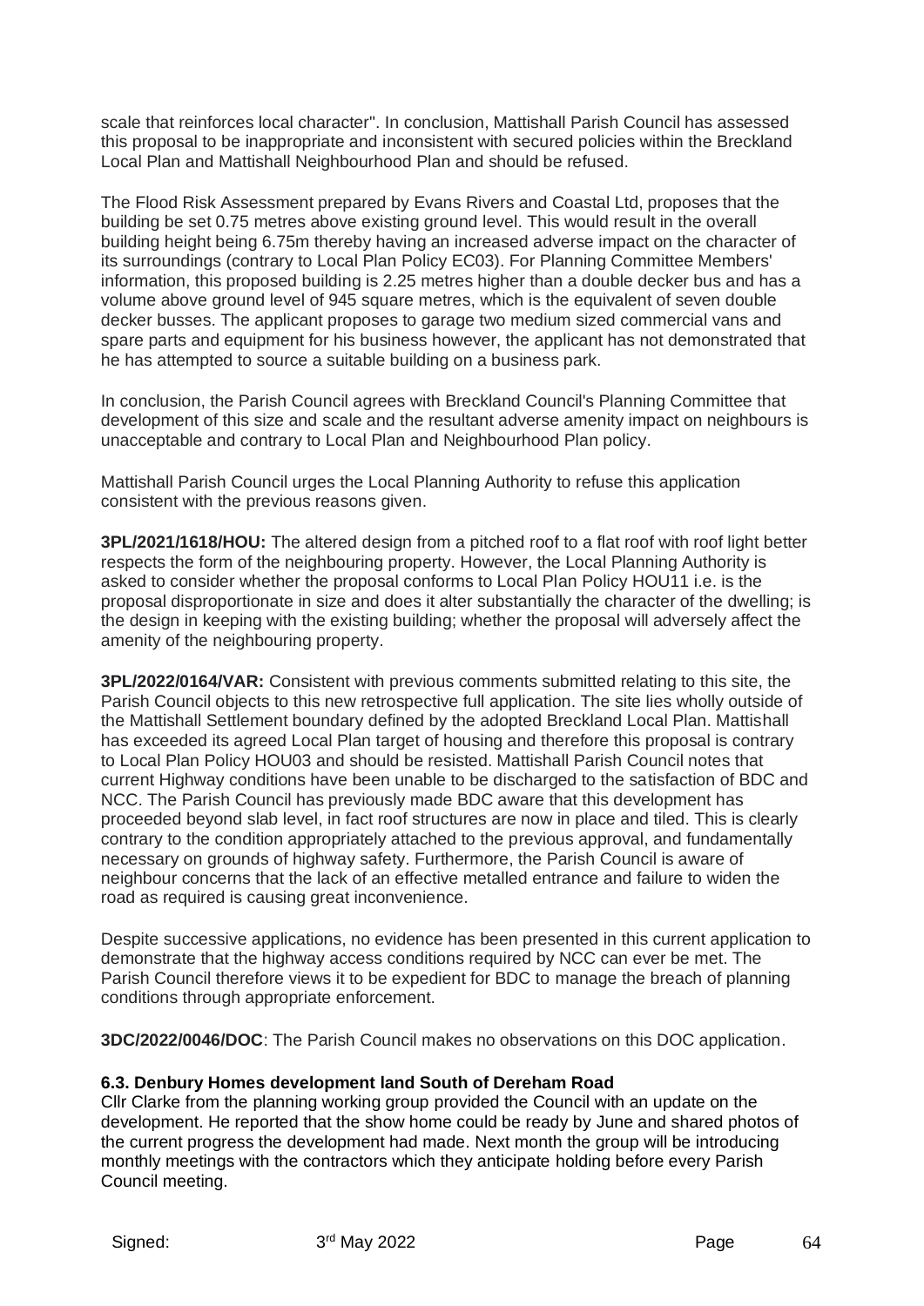scale that reinforces local character". In conclusion, Mattishall Parish Council has assessed this proposal to be inappropriate and inconsistent with secured policies within the Breckland Local Plan and Mattishall Neighbourhood Plan and should be refused.

The Flood Risk Assessment prepared by Evans Rivers and Coastal Ltd, proposes that the building be set 0.75 metres above existing ground level. This would result in the overall building height being 6.75m thereby having an increased adverse impact on the character of its surroundings (contrary to Local Plan Policy EC03). For Planning Committee Members' information, this proposed building is 2.25 metres higher than a double decker bus and has a volume above ground level of 945 square metres, which is the equivalent of seven double decker busses. The applicant proposes to garage two medium sized commercial vans and spare parts and equipment for his business however, the applicant has not demonstrated that he has attempted to source a suitable building on a business park.

In conclusion, the Parish Council agrees with Breckland Council's Planning Committee that development of this size and scale and the resultant adverse amenity impact on neighbours is unacceptable and contrary to Local Plan and Neighbourhood Plan policy.

Mattishall Parish Council urges the Local Planning Authority to refuse this application consistent with the previous reasons given.

**3PL/2021/1618/HOU:** The altered design from a pitched roof to a flat roof with roof light better respects the form of the neighbouring property. However, the Local Planning Authority is asked to consider whether the proposal conforms to Local Plan Policy HOU11 i.e. is the proposal disproportionate in size and does it alter substantially the character of the dwelling; is the design in keeping with the existing building; whether the proposal will adversely affect the amenity of the neighbouring property.

**3PL/2022/0164/VAR:** Consistent with previous comments submitted relating to this site, the Parish Council objects to this new retrospective full application. The site lies wholly outside of the Mattishall Settlement boundary defined by the adopted Breckland Local Plan. Mattishall has exceeded its agreed Local Plan target of housing and therefore this proposal is contrary to Local Plan Policy HOU03 and should be resisted. Mattishall Parish Council notes that current Highway conditions have been unable to be discharged to the satisfaction of BDC and NCC. The Parish Council has previously made BDC aware that this development has proceeded beyond slab level, in fact roof structures are now in place and tiled. This is clearly contrary to the condition appropriately attached to the previous approval, and fundamentally necessary on grounds of highway safety. Furthermore, the Parish Council is aware of neighbour concerns that the lack of an effective metalled entrance and failure to widen the road as required is causing great inconvenience.

Despite successive applications, no evidence has been presented in this current application to demonstrate that the highway access conditions required by NCC can ever be met. The Parish Council therefore views it to be expedient for BDC to manage the breach of planning conditions through appropriate enforcement.

**3DC/2022/0046/DOC**: The Parish Council makes no observations on this DOC application.

#### 6.3. Denbury Homes development land South of Dereham Road

Cllr Clarke from the planning working group provided the Council with an update on the development. He reported that the show home could be ready by June and shared photos of the current progress the development had made. Next month the group will be introducing monthly meetings with the contractors which they anticipate holding before every Parish Council meeting.

Signed: 3rd May 2022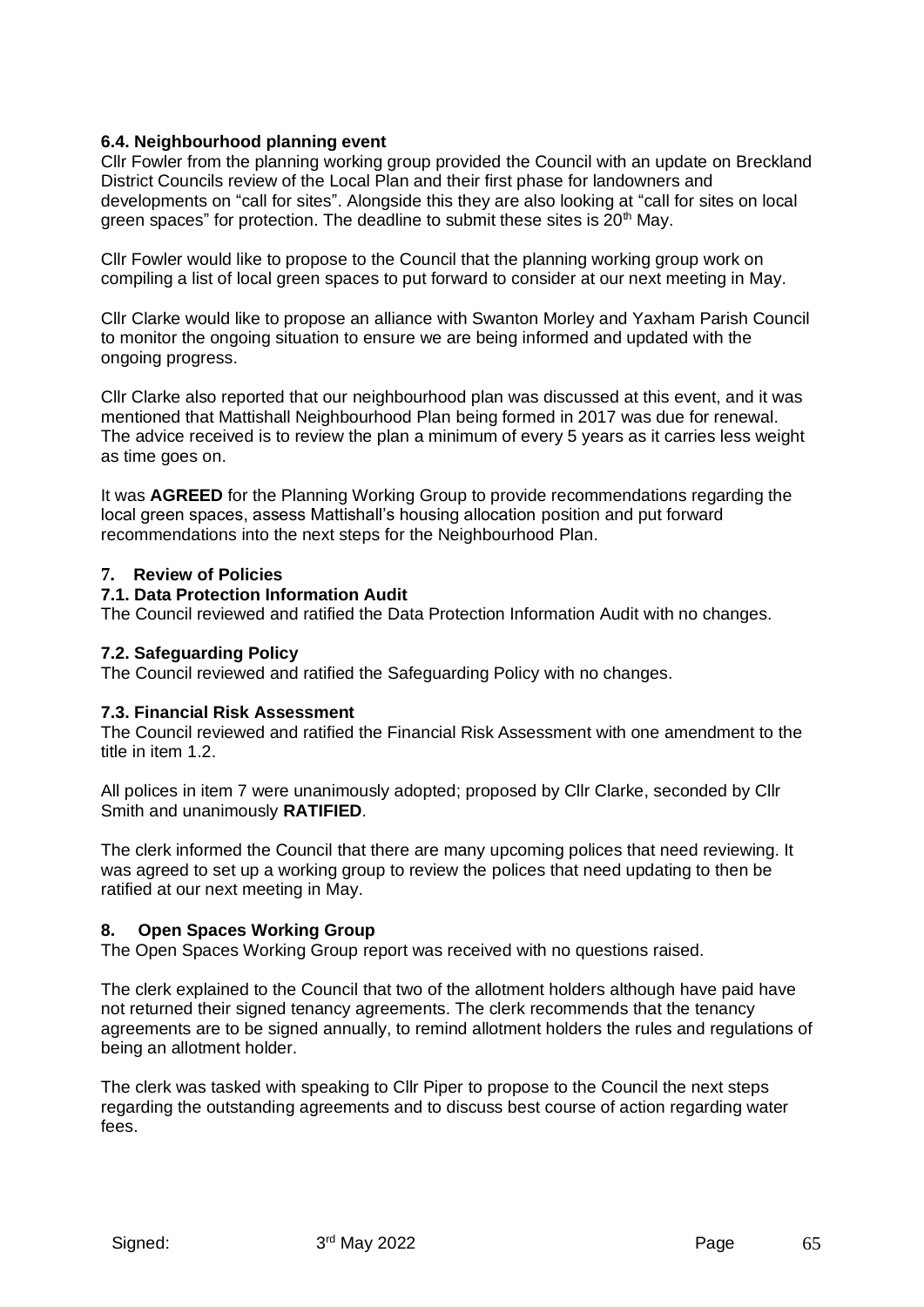### 6.4. Neighbourhood planning event

Cllr Fowler from the planning working group provided the Council with an update on Breckland District Councils review of the Local Plan and their first phase for landowners and developments on "call for sites". Alongside this they are also looking at "call for sites on local green spaces" for protection. The deadline to submit these sites is 20th May.

Cllr Fowler would like to propose to the Council that the planning working group work on compiling a list of local green spaces to put forward to consider at our next meeting in May.

Cllr Clarke would like to propose an alliance with Swanton Morley and Yaxham Parish Council to monitor the ongoing situation to ensure we are being informed and updated with the ongoing progress.

Cllr Clarke also reported that our neighbourhood plan was discussed at this event, and it was mentioned that Mattishall Neighbourhood Plan being formed in 2017 was due for renewal. The advice received is to review the plan a minimum of every 5 years as it carries less weight as time goes on.

It was **AGREED** for the Planning Working Group to provide recommendations regarding the local green spaces, assess Mattishall's housing allocation position and put forward recommendations into the next steps for the Neighbourhood Plan.

## 7. Review of Policies

### 7.1. Data Protection Information Audit

The Council reviewed and ratified the Data Protection Information Audit with no changes.

### 7.2. Safeguarding Policy

The Council reviewed and ratified the Safeguarding Policy with no changes.

### 7.3. Financial Risk Assessment

The Council reviewed and ratified the Financial Risk Assessment with one amendment to the title in item 1.2.

All polices in item 7 were unanimously adopted; proposed by Cllr Clarke, seconded by Cllr Smith and unanimously **RATIFIED**.

The clerk informed the Council that there are many upcoming polices that need reviewing. It was agreed to set up a working group to review the polices that need updating to then be ratified at our next meeting in May.

## 8. Open Spaces Working Group

The Open Spaces Working Group report was received with no questions raised.

The clerk explained to the Council that two of the allotment holders although have paid have not returned their signed tenancy agreements. The clerk recommends that the tenancy agreements are to be signed annually, to remind allotment holders the rules and regulations of being an allotment holder.

The clerk was tasked with speaking to Cllr Piper to propose to the Council the next steps regarding the outstanding agreements and to discuss best course of action regarding water fees.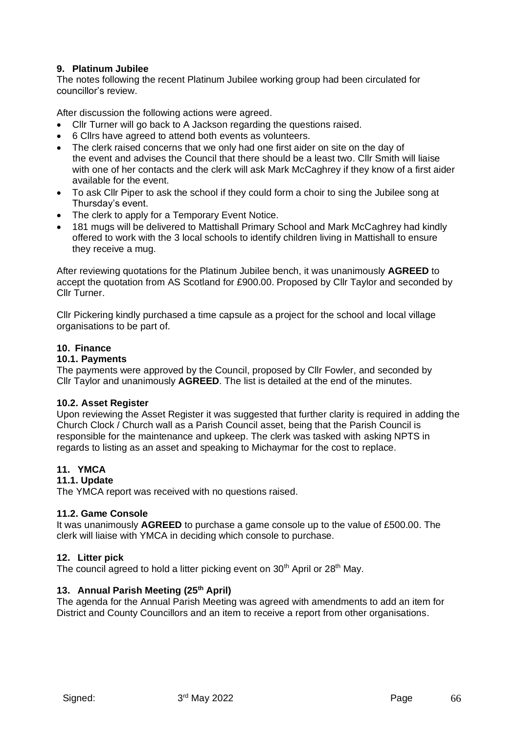## 9. Platinum Jubilee

The notes following the recent Platinum Jubilee working group had been circulated for councillor's review.

After discussion the following actions were agreed.

- Cllr Turner will go back to A Jackson regarding the questions raised.
- 6 Cllrs have agreed to attend both events as volunteers.
- The clerk raised concerns that we only had one first aider on site on the day of the event and advises the Council that there should be a least two. Cllr Smith will liaise with one of her contacts and the clerk will ask Mark McCaghrey if they know of a first aider available for the event.
- To ask Cllr Piper to ask the school if they could form a choir to sing the Jubilee song at Thursday's event.
- The clerk to apply for a Temporary Event Notice.
- 181 mugs will be delivered to Mattishall Primary School and Mark McCaghrey had kindly offered to work with the 3 local schools to identify children living in Mattishall to ensure they receive a mug.

After reviewing quotations for the Platinum Jubilee bench, it was unanimously **AGREED** to accept the quotation from AS Scotland for £900.00. Proposed by Cllr Taylor and seconded by Cllr Turner.

Cllr Pickering kindly purchased a time capsule as a project for the school and local village organisations to be part of.

## 10. Finance

### 10.1. Payments

The payments were approved by the Council, proposed by Cllr Fowler, and seconded by Cllr Taylor and unanimously **AGREED**. The list is detailed at the end of the minutes.

### 10.2. Asset Register

Upon reviewing the Asset Register it was suggested that further clarity is required in adding the Church Clock / Church wall as a Parish Council asset, being that the Parish Council is responsible for the maintenance and upkeep. The clerk was tasked with asking NPTS in regards to listing as an asset and speaking to Michaymar for the cost to replace.

## 11. YMCA

### 11.1. Update

The YMCA report was received with no questions raised.

### 11.2. Game Console

It was unanimously **AGREED** to purchase a game console up to the value of £500.00. The clerk will liaise with YMCA in deciding which console to purchase.

## 12. Litter pick

The council agreed to hold a litter picking event on 30th April or 28th May.

## 13. Annual Parish Meeting (25th April)

The agenda for the Annual Parish Meeting was agreed with amendments to add an item for District and County Councillors and an item to receive a report from other organisations.

Signed: 3rd May 2022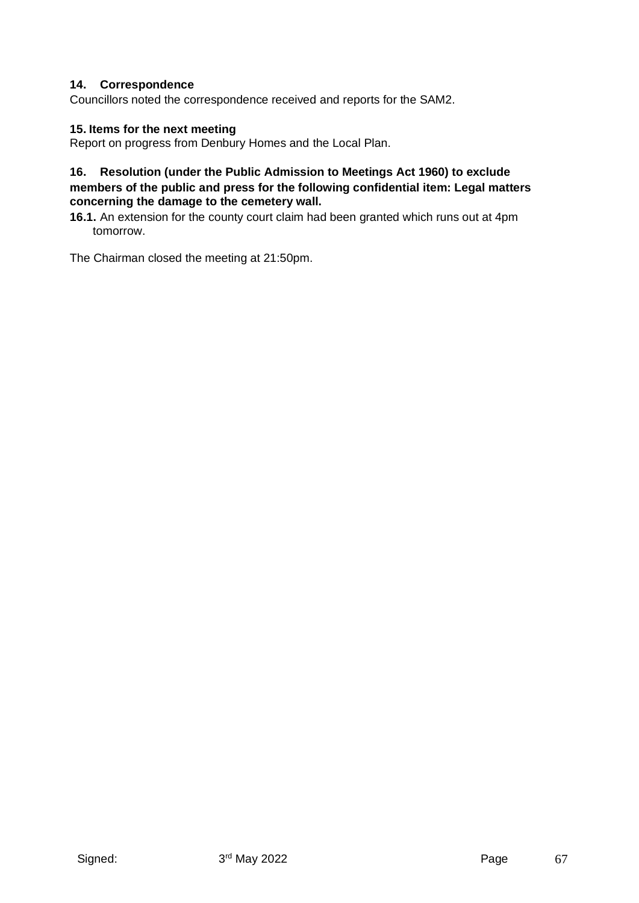### 14. Correspondence

Councillors noted the correspondence received and reports for the SAM2.

### 15. Items for the next meeting

Report on progress from Denbury Homes and the Local Plan.

### 16. Resolution (under the Public Admission to Meetings Act 1960) to exclude members of the public and press for the following confidential item: Legal matters concerning the damage to the cemetery wall.

**16.1.** An extension for the county court claim had been granted which runs out at 4pm tomorrow.

The Chairman closed the meeting at 21:50pm.

Signed: 3rd May 2022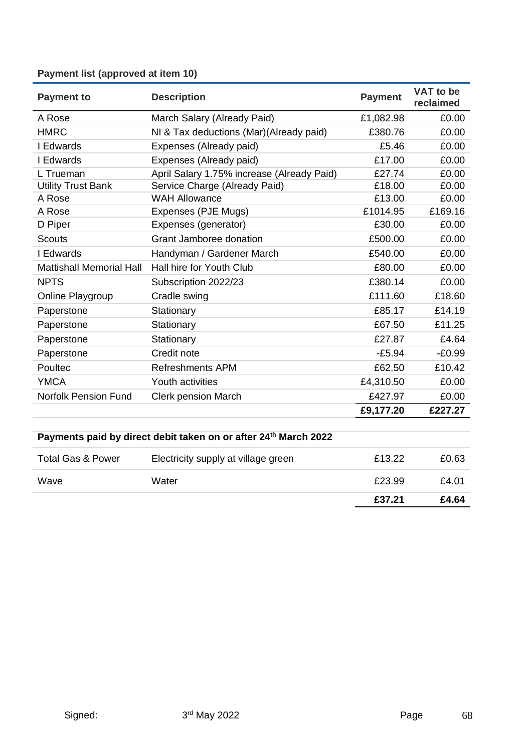**Payment list (approved at item 10)**

| Payment to | Description | Payment | VAT to be reclaimed |
|---|---|---|---|
| A Rose | March Salary (Already Paid) | £1,082.98 | £0.00 |
| HMRC | NI & Tax deductions (Mar)(Already paid) | £380.76 | £0.00 |
| I Edwards | Expenses (Already paid) | £5.46 | £0.00 |
| I Edwards | Expenses (Already paid) | £17.00 | £0.00 |
| L Trueman | April Salary 1.75% increase (Already Paid) | £27.74 | £0.00 |
| Utility Trust Bank | Service Charge (Already Paid) | £18.00 | £0.00 |
| A Rose | WAH Allowance | £13.00 | £0.00 |
| A Rose | Expenses (PJE Mugs) | £1014.95 | £169.16 |
| D Piper | Expenses (generator) | £30.00 | £0.00 |
| Scouts | Grant Jamboree donation | £500.00 | £0.00 |
| I Edwards | Handyman / Gardener March | £540.00 | £0.00 |
| Mattishall Memorial Hall | Hall hire for Youth Club | £80.00 | £0.00 |
| NPTS | Subscription 2022/23 | £380.14 | £0.00 |
| Online Playgroup | Cradle swing | £111.60 | £18.60 |
| Paperstone | Stationary | £85.17 | £14.19 |
| Paperstone | Stationary | £67.50 | £11.25 |
| Paperstone | Stationary | £27.87 | £4.64 |
| Paperstone | Credit note | -£5.94 | -£0.99 |
| Poultec | Refreshments APM | £62.50 | £10.42 |
| YMCA | Youth activities | £4,310.50 | £0.00 |
| Norfolk Pension Fund | Clerk pension March | £427.97 | £0.00 |
| | | **£9,177.20** | **£227.27** |

**Payments paid by direct debit taken on or after 24th March 2022**

| | | | |
|---|---|---|---|
| Total Gas & Power | Electricity supply at village green | £13.22 | £0.63 |
| Wave | Water | £23.99 | £4.01 |
| | | **£37.21** | **£4.64** |

Signed: 3rd May 2022